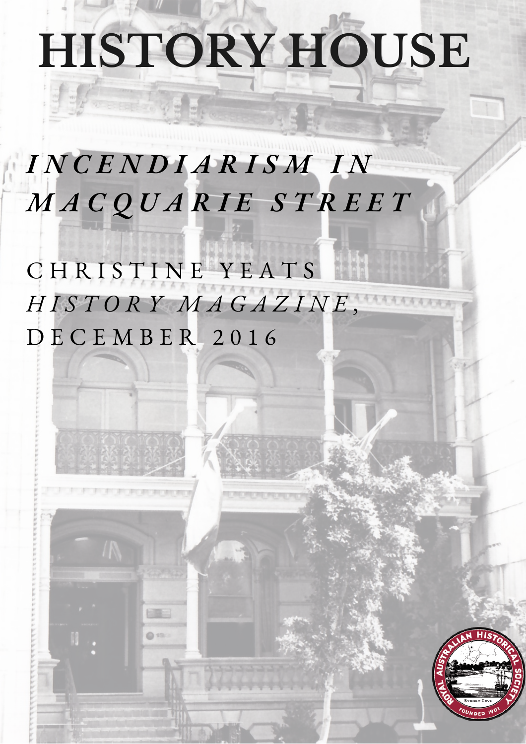# HISTORY HOUSE

## *INCENDIARISM IN MACQUARIE STREET*

CHRISTINE YEATS

*HISTORY MAGAZINE*, DECEMBER 2016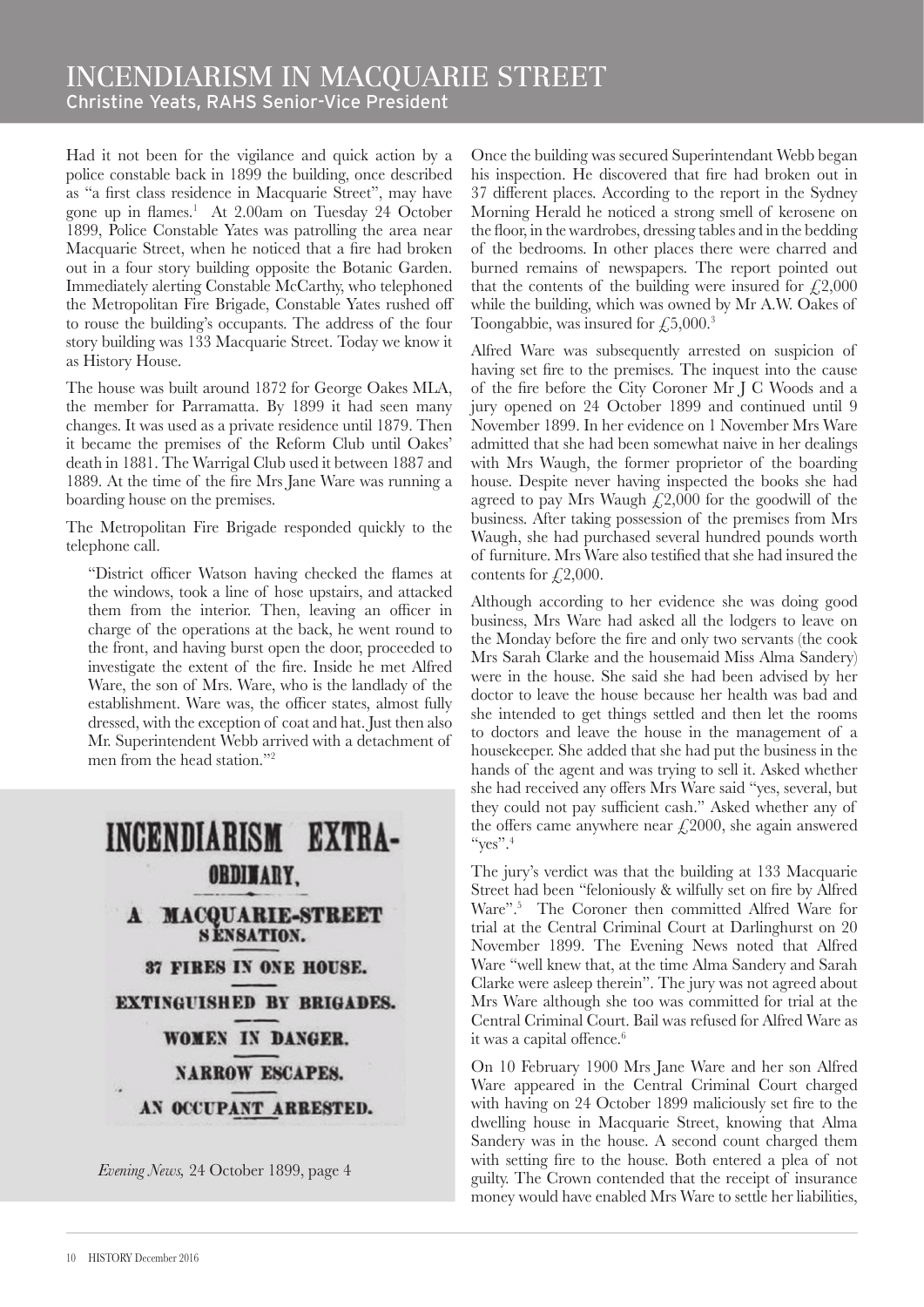# INCENDIARISM IN MACQUARIE STREET

Christine Yeats, RAHS Senior-Vice President

Had it not been for the vigilance and quick action by a police constable back in 1899 the building, once described as "a first class residence in Macquarie Street", may have gone up in flames.[1] At 2.00am on Tuesday 24 October 1899, Police Constable Yates was patrolling the area near Macquarie Street, when he noticed that a fire had broken out in a four story building opposite the Botanic Garden. Immediately alerting Constable McCarthy, who telephoned the Metropolitan Fire Brigade, Constable Yates rushed off to rouse the building's occupants. The address of the four story building was 133 Macquarie Street. Today we know it as History House.

The house was built around 1872 for George Oakes MLA, the member for Parramatta. By 1899 it had seen many changes. It was used as a private residence until 1879. Then it became the premises of the Reform Club until Oakes' death in 1881. The Warrigal Club used it between 1887 and 1889. At the time of the fire Mrs Jane Ware was running a boarding house on the premises.

The Metropolitan Fire Brigade responded quickly to the telephone call.

> "District officer Watson having checked the flames at the windows, took a line of hose upstairs, and attacked them from the interior. Then, leaving an officer in charge of the operations at the back, he went round to the front, and having burst open the door, proceeded to investigate the extent of the fire. Inside he met Alfred Ware, the son of Mrs. Ware, who is the landlady of the establishment. Ware was, the officer states, almost fully dressed, with the exception of coat and hat. Just then also Mr. Superintendent Webb arrived with a detachment of men from the head station."[2]

INCENDIARISM EXTRA-ORDINARY.
A MACQUARIE-STREET SENSATION.
37 FIRES IN ONE HOUSE.
EXTINGUISHED BY BRIGADES.
WOMEN IN DANGER.
NARROW ESCAPES.
AN OCCUPANT ARRESTED.

*Evening News,* 24 October 1899, page 4

Once the building was secured Superintendant Webb began his inspection. He discovered that fire had broken out in 37 different places. According to the report in the Sydney Morning Herald he noticed a strong smell of kerosene on the floor, in the wardrobes, dressing tables and in the bedding of the bedrooms. In other places there were charred and burned remains of newspapers. The report pointed out that the contents of the building were insured for £2,000 while the building, which was owned by Mr A.W. Oakes of Toongabbie, was insured for £5,000.[3]

Alfred Ware was subsequently arrested on suspicion of having set fire to the premises. The inquest into the cause of the fire before the City Coroner Mr J C Woods and a jury opened on 24 October 1899 and continued until 9 November 1899. In her evidence on 1 November Mrs Ware admitted that she had been somewhat naive in her dealings with Mrs Waugh, the former proprietor of the boarding house. Despite never having inspected the books she had agreed to pay Mrs Waugh £2,000 for the goodwill of the business. After taking possession of the premises from Mrs Waugh, she had purchased several hundred pounds worth of furniture. Mrs Ware also testified that she had insured the contents for £2,000.

Although according to her evidence she was doing good business, Mrs Ware had asked all the lodgers to leave on the Monday before the fire and only two servants (the cook Mrs Sarah Clarke and the housemaid Miss Alma Sandery) were in the house. She said she had been advised by her doctor to leave the house because her health was bad and she intended to get things settled and then let the rooms to doctors and leave the house in the management of a housekeeper. She added that she had put the business in the hands of the agent and was trying to sell it. Asked whether she had received any offers Mrs Ware said "yes, several, but they could not pay sufficient cash." Asked whether any of the offers came anywhere near £2000, she again answered "yes".[4]

The jury's verdict was that the building at 133 Macquarie Street had been "feloniously & wilfully set on fire by Alfred Ware".[5] The Coroner then committed Alfred Ware for trial at the Central Criminal Court at Darlinghurst on 20 November 1899. The Evening News noted that Alfred Ware "well knew that, at the time Alma Sandery and Sarah Clarke were asleep therein". The jury was not agreed about Mrs Ware although she too was committed for trial at the Central Criminal Court. Bail was refused for Alfred Ware as it was a capital offence.[6]

On 10 February 1900 Mrs Jane Ware and her son Alfred Ware appeared in the Central Criminal Court charged with having on 24 October 1899 maliciously set fire to the dwelling house in Macquarie Street, knowing that Alma Sandery was in the house. A second count charged them with setting fire to the house. Both entered a plea of not guilty. The Crown contended that the receipt of insurance money would have enabled Mrs Ware to settle her liabilities,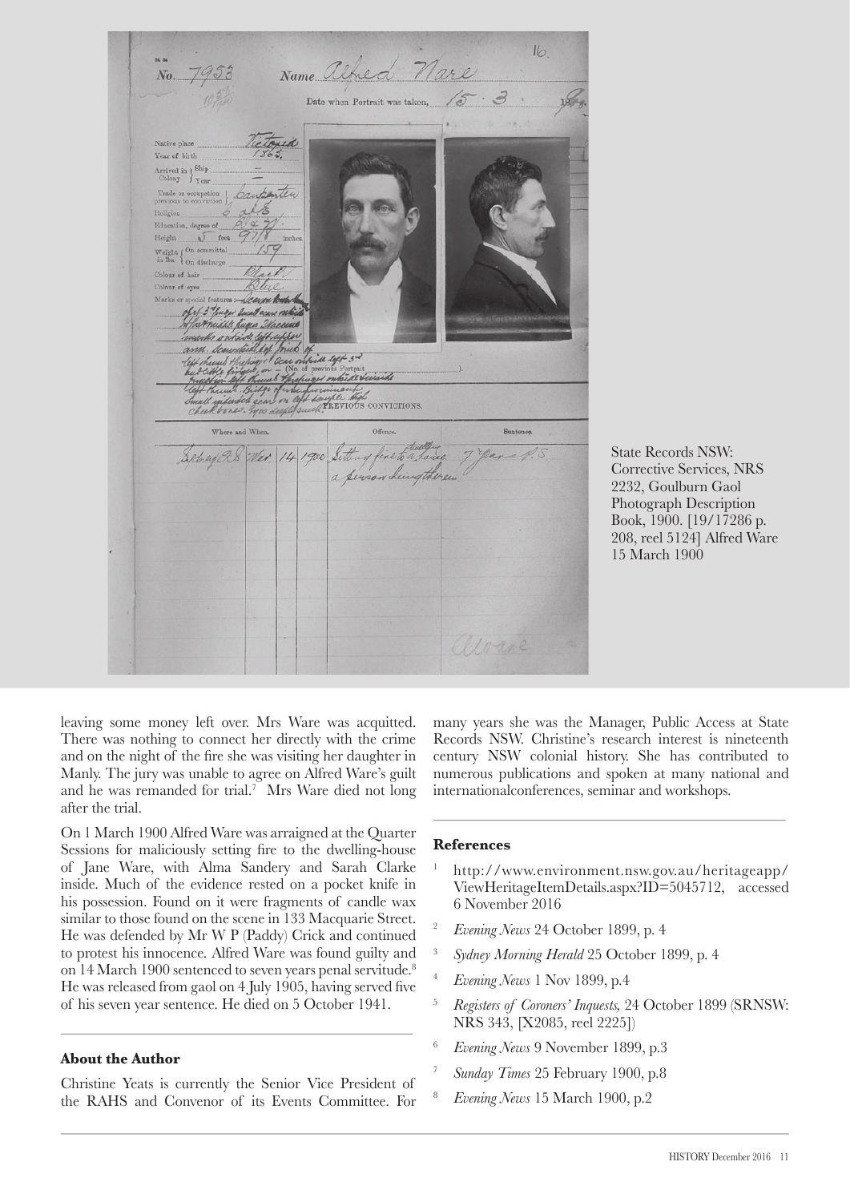State Records NSW: Corrective Services, NRS 2232, Goulburn Gaol Photograph Description Book, 1900. [19/17286 p. 208, reel 5124] Alfred Ware 15 March 1900

leaving some money left over. Mrs Ware was acquitted. There was nothing to connect her directly with the crime and on the night of the fire she was visiting her daughter in Manly. The jury was unable to agree on Alfred Ware's guilt and he was remanded for trial.[7] Mrs Ware died not long after the trial.

On 1 March 1900 Alfred Ware was arraigned at the Quarter Sessions for maliciously setting fire to the dwelling-house of Jane Ware, with Alma Sandery and Sarah Clarke inside. Much of the evidence rested on a pocket knife in his possession. Found on it were fragments of candle wax similar to those found on the scene in 133 Macquarie Street. He was defended by Mr W P (Paddy) Crick and continued to protest his innocence. Alfred Ware was found guilty and on 14 March 1900 sentenced to seven years penal servitude.[8] He was released from gaol on 4 July 1905, having served five of his seven year sentence. He died on 5 October 1941.

#### About the Author

Christine Yeats is currently the Senior Vice President of the RAHS and Convenor of its Events Committee. For many years she was the Manager, Public Access at State Records NSW. Christine's research interest is nineteenth century NSW colonial history. She has contributed to numerous publications and spoken at many national and internationalconferences, seminar and workshops.

#### References

1. http://www.environment.nsw.gov.au/heritageapp/ViewHeritageItemDetails.aspx?ID=5045712, accessed 6 November 2016
2. *Evening News* 24 October 1899, p. 4
3. *Sydney Morning Herald* 25 October 1899, p. 4
4. *Evening News* 1 Nov 1899, p.4
5. *Registers of Coroners' Inquests*, 24 October 1899 (SRNSW: NRS 343, [X2085, reel 2225])
6. *Evening News* 9 November 1899, p.3
7. *Sunday Times* 25 February 1900, p.8
8. *Evening News* 15 March 1900, p.2